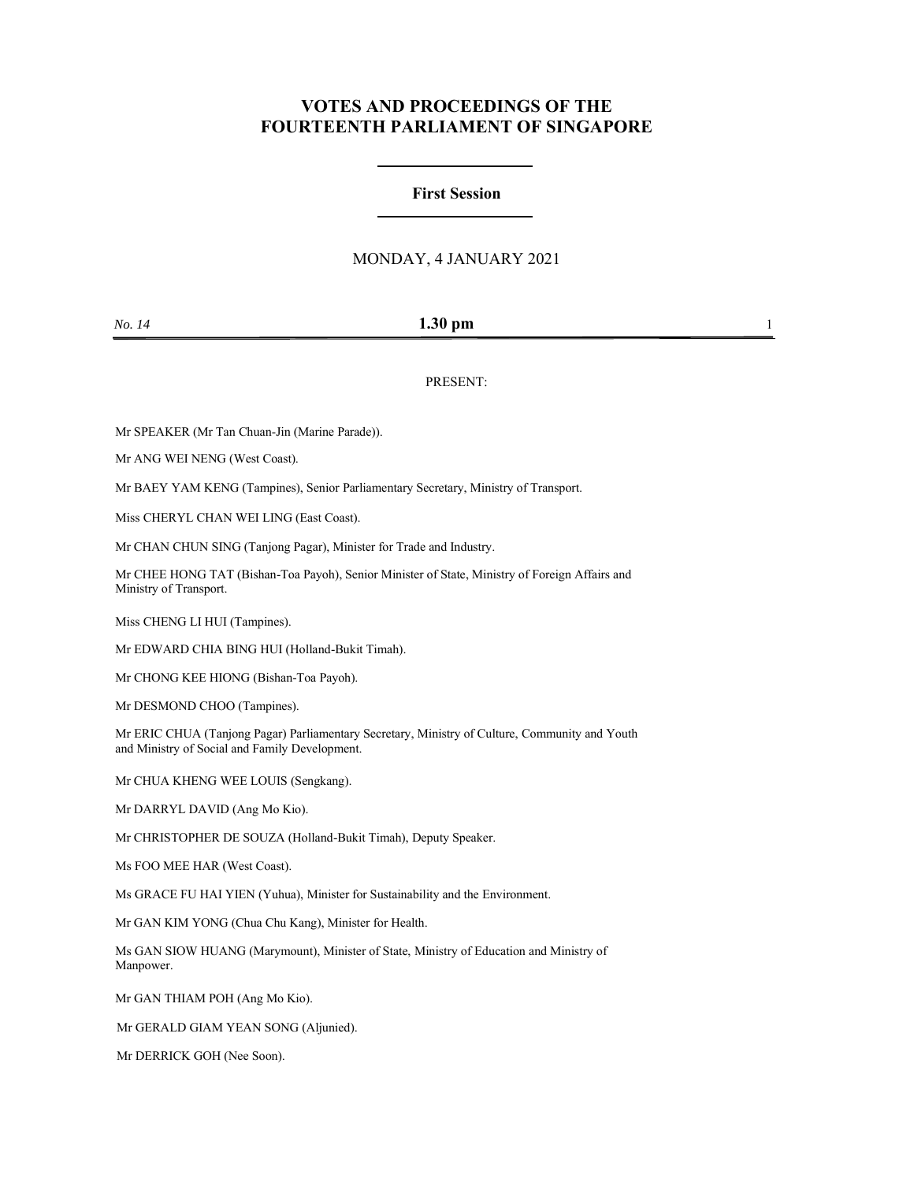# VOTES AND PROCEEDINGS OF THE FOURTEENTH PARLIAMENT OF SINGAPORE

## First Session

MONDAY, 4 JANUARY 2021

*No. 14* **1.30 pm**

PRESENT:

Mr SPEAKER (Mr Tan Chuan-Jin (Marine Parade)).

Mr ANG WEI NENG (West Coast).

Mr BAEY YAM KENG (Tampines), Senior Parliamentary Secretary, Ministry of Transport.

Miss CHERYL CHAN WEI LING (East Coast).

Mr CHAN CHUN SING (Tanjong Pagar), Minister for Trade and Industry.

Mr CHEE HONG TAT (Bishan-Toa Payoh), Senior Minister of State, Ministry of Foreign Affairs and Ministry of Transport.

Miss CHENG LI HUI (Tampines).

Mr EDWARD CHIA BING HUI (Holland-Bukit Timah).

Mr CHONG KEE HIONG (Bishan-Toa Payoh).

Mr DESMOND CHOO (Tampines).

Mr ERIC CHUA (Tanjong Pagar) Parliamentary Secretary, Ministry of Culture, Community and Youth and Ministry of Social and Family Development.

Mr CHUA KHENG WEE LOUIS (Sengkang).

Mr DARRYL DAVID (Ang Mo Kio).

Mr CHRISTOPHER DE SOUZA (Holland-Bukit Timah), Deputy Speaker.

Ms FOO MEE HAR (West Coast).

Ms GRACE FU HAI YIEN (Yuhua), Minister for Sustainability and the Environment.

Mr GAN KIM YONG (Chua Chu Kang), Minister for Health.

Ms GAN SIOW HUANG (Marymount), Minister of State, Ministry of Education and Ministry of Manpower.

Mr GAN THIAM POH (Ang Mo Kio).

Mr GERALD GIAM YEAN SONG (Aljunied).

Mr DERRICK GOH (Nee Soon).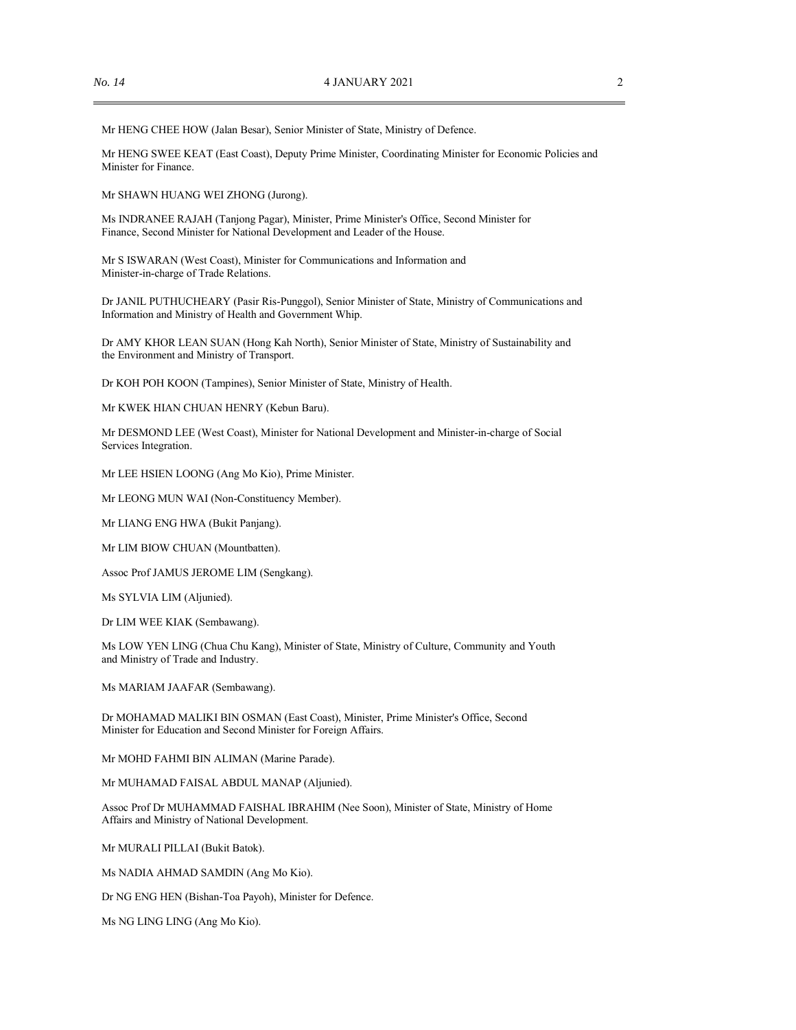Mr HENG CHEE HOW (Jalan Besar), Senior Minister of State, Ministry of Defence.

Mr HENG SWEE KEAT (East Coast), Deputy Prime Minister, Coordinating Minister for Economic Policies and Minister for Finance.

Mr SHAWN HUANG WEI ZHONG (Jurong).

Ms INDRANEE RAJAH (Tanjong Pagar), Minister, Prime Minister's Office, Second Minister for Finance, Second Minister for National Development and Leader of the House.

Mr S ISWARAN (West Coast), Minister for Communications and Information and Minister-in-charge of Trade Relations.

Dr JANIL PUTHUCHEARY (Pasir Ris-Punggol), Senior Minister of State, Ministry of Communications and Information and Ministry of Health and Government Whip.

Dr AMY KHOR LEAN SUAN (Hong Kah North), Senior Minister of State, Ministry of Sustainability and the Environment and Ministry of Transport.

Dr KOH POH KOON (Tampines), Senior Minister of State, Ministry of Health.

Mr KWEK HIAN CHUAN HENRY (Kebun Baru).

Mr DESMOND LEE (West Coast), Minister for National Development and Minister-in-charge of Social Services Integration.

Mr LEE HSIEN LOONG (Ang Mo Kio), Prime Minister.

Mr LEONG MUN WAI (Non-Constituency Member).

Mr LIANG ENG HWA (Bukit Panjang).

Mr LIM BIOW CHUAN (Mountbatten).

Assoc Prof JAMUS JEROME LIM (Sengkang).

Ms SYLVIA LIM (Aljunied).

Dr LIM WEE KIAK (Sembawang).

Ms LOW YEN LING (Chua Chu Kang), Minister of State, Ministry of Culture, Community and Youth and Ministry of Trade and Industry.

Ms MARIAM JAAFAR (Sembawang).

Dr MOHAMAD MALIKI BIN OSMAN (East Coast), Minister, Prime Minister's Office, Second Minister for Education and Second Minister for Foreign Affairs.

Mr MOHD FAHMI BIN ALIMAN (Marine Parade).

Mr MUHAMAD FAISAL ABDUL MANAP (Aljunied).

Assoc Prof Dr MUHAMMAD FAISHAL IBRAHIM (Nee Soon), Minister of State, Ministry of Home Affairs and Ministry of National Development.

Mr MURALI PILLAI (Bukit Batok).

Ms NADIA AHMAD SAMDIN (Ang Mo Kio).

Dr NG ENG HEN (Bishan-Toa Payoh), Minister for Defence.

Ms NG LING LING (Ang Mo Kio).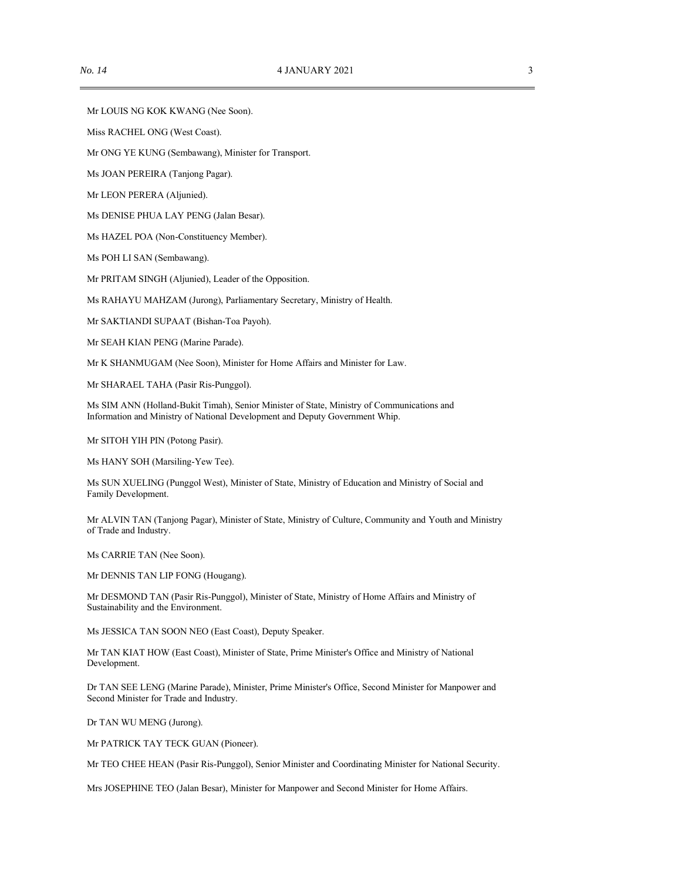Mr LOUIS NG KOK KWANG (Nee Soon).

Miss RACHEL ONG (West Coast).

Mr ONG YE KUNG (Sembawang), Minister for Transport.

Ms JOAN PEREIRA (Tanjong Pagar).

Mr LEON PERERA (Aljunied).

Ms DENISE PHUA LAY PENG (Jalan Besar).

Ms HAZEL POA (Non-Constituency Member).

Ms POH LI SAN (Sembawang).

Mr PRITAM SINGH (Aljunied), Leader of the Opposition.

Ms RAHAYU MAHZAM (Jurong), Parliamentary Secretary, Ministry of Health.

Mr SAKTIANDI SUPAAT (Bishan-Toa Payoh).

Mr SEAH KIAN PENG (Marine Parade).

Mr K SHANMUGAM (Nee Soon), Minister for Home Affairs and Minister for Law.

Mr SHARAEL TAHA (Pasir Ris-Punggol).

Ms SIM ANN (Holland-Bukit Timah), Senior Minister of State, Ministry of Communications and Information and Ministry of National Development and Deputy Government Whip.

Mr SITOH YIH PIN (Potong Pasir).

Ms HANY SOH (Marsiling-Yew Tee).

Ms SUN XUELING (Punggol West), Minister of State, Ministry of Education and Ministry of Social and Family Development.

Mr ALVIN TAN (Tanjong Pagar), Minister of State, Ministry of Culture, Community and Youth and Ministry of Trade and Industry.

Ms CARRIE TAN (Nee Soon).

Mr DENNIS TAN LIP FONG (Hougang).

Mr DESMOND TAN (Pasir Ris-Punggol), Minister of State, Ministry of Home Affairs and Ministry of Sustainability and the Environment.

Ms JESSICA TAN SOON NEO (East Coast), Deputy Speaker.

Mr TAN KIAT HOW (East Coast), Minister of State, Prime Minister's Office and Ministry of National Development.

Dr TAN SEE LENG (Marine Parade), Minister, Prime Minister's Office, Second Minister for Manpower and Second Minister for Trade and Industry.

Dr TAN WU MENG (Jurong).

Mr PATRICK TAY TECK GUAN (Pioneer).

Mr TEO CHEE HEAN (Pasir Ris-Punggol), Senior Minister and Coordinating Minister for National Security.

Mrs JOSEPHINE TEO (Jalan Besar), Minister for Manpower and Second Minister for Home Affairs.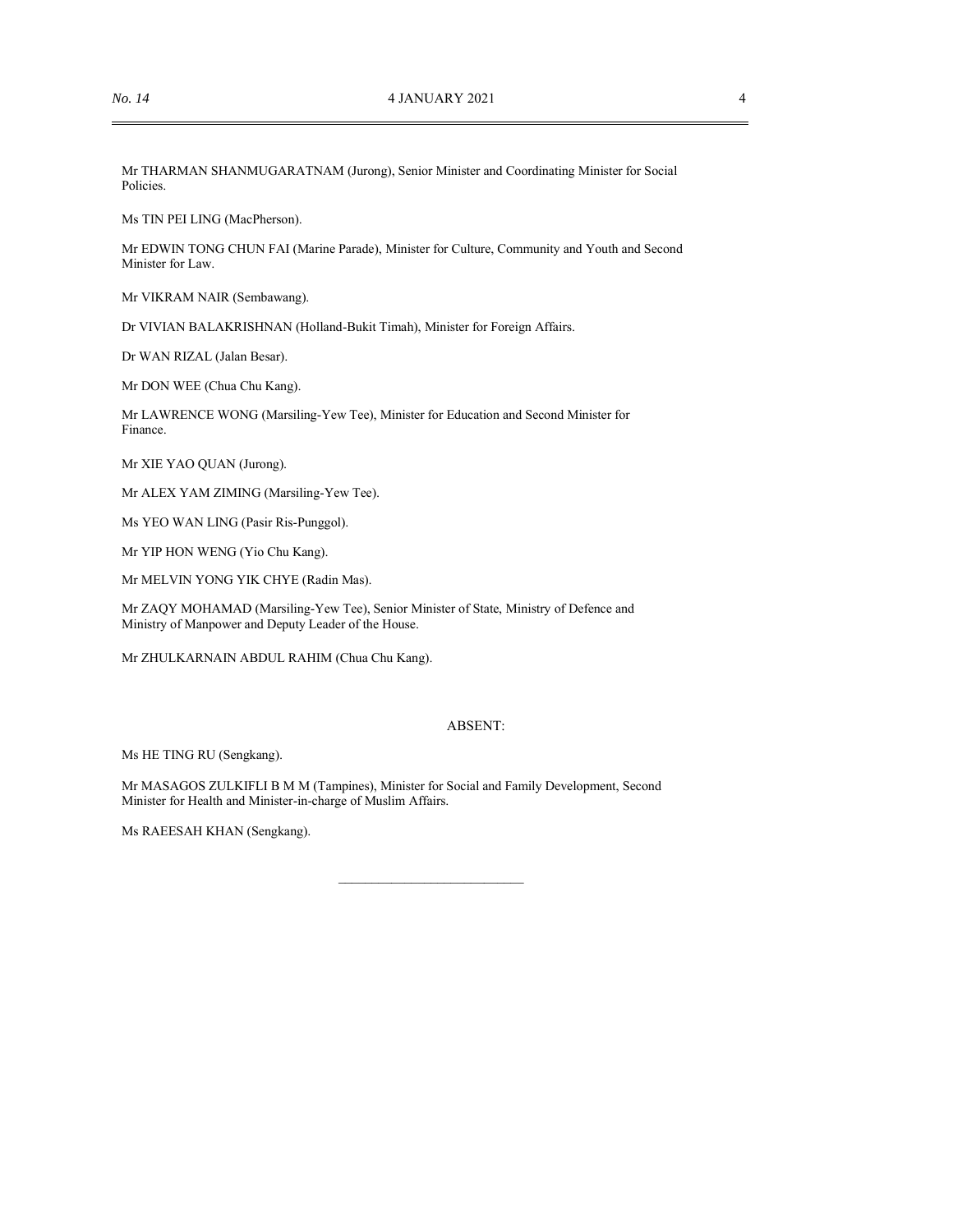Mr THARMAN SHANMUGARATNAM (Jurong), Senior Minister and Coordinating Minister for Social Policies.

Ms TIN PEI LING (MacPherson).

Mr EDWIN TONG CHUN FAI (Marine Parade), Minister for Culture, Community and Youth and Second Minister for Law.

Mr VIKRAM NAIR (Sembawang).

Dr VIVIAN BALAKRISHNAN (Holland-Bukit Timah), Minister for Foreign Affairs.

Dr WAN RIZAL (Jalan Besar).

Mr DON WEE (Chua Chu Kang).

Mr LAWRENCE WONG (Marsiling-Yew Tee), Minister for Education and Second Minister for Finance.

Mr XIE YAO QUAN (Jurong).

Mr ALEX YAM ZIMING (Marsiling-Yew Tee).

Ms YEO WAN LING (Pasir Ris-Punggol).

Mr YIP HON WENG (Yio Chu Kang).

Mr MELVIN YONG YIK CHYE (Radin Mas).

Mr ZAQY MOHAMAD (Marsiling-Yew Tee), Senior Minister of State, Ministry of Defence and Ministry of Manpower and Deputy Leader of the House.

Mr ZHULKARNAIN ABDUL RAHIM (Chua Chu Kang).

ABSENT:

Ms HE TING RU (Sengkang).

Mr MASAGOS ZULKIFLI B M M (Tampines), Minister for Social and Family Development, Second Minister for Health and Minister-in-charge of Muslim Affairs.

Ms RAEESAH KHAN (Sengkang).

---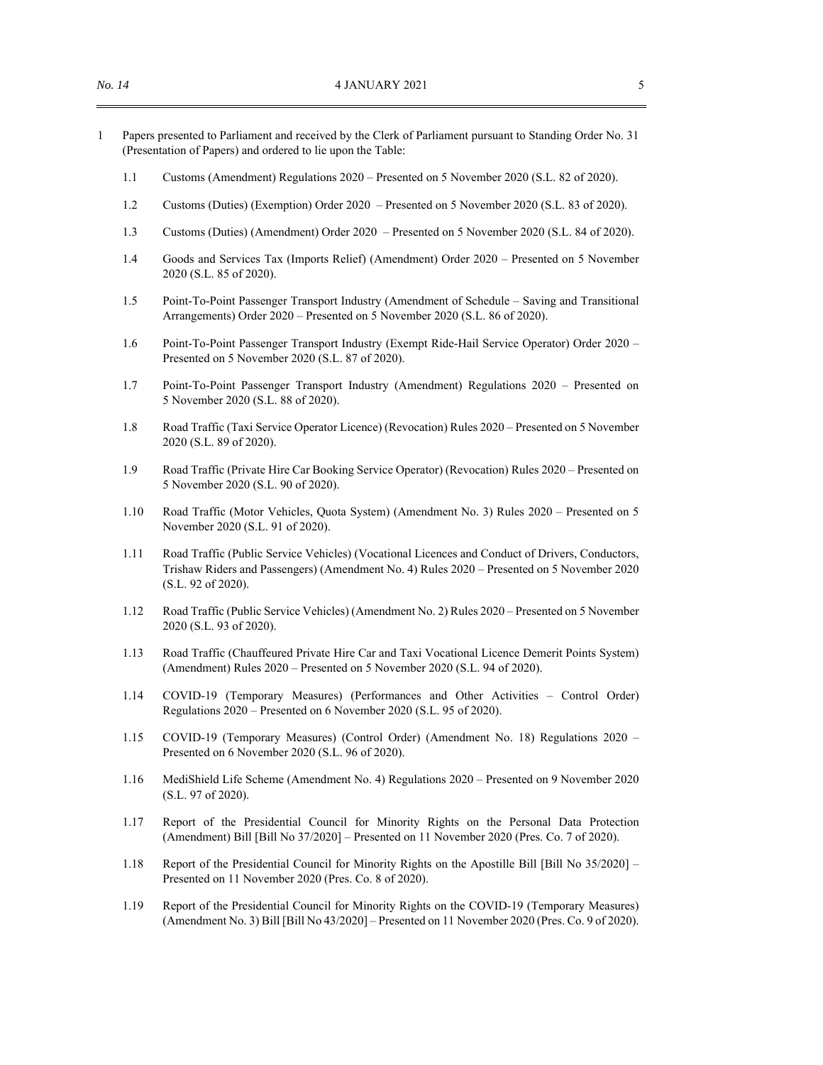1 Papers presented to Parliament and received by the Clerk of Parliament pursuant to Standing Order No. 31 (Presentation of Papers) and ordered to lie upon the Table:

1.1 Customs (Amendment) Regulations 2020 – Presented on 5 November 2020 (S.L. 82 of 2020).

1.2 Customs (Duties) (Exemption) Order 2020 – Presented on 5 November 2020 (S.L. 83 of 2020).

1.3 Customs (Duties) (Amendment) Order 2020 – Presented on 5 November 2020 (S.L. 84 of 2020).

1.4 Goods and Services Tax (Imports Relief) (Amendment) Order 2020 – Presented on 5 November 2020 (S.L. 85 of 2020).

1.5 Point-To-Point Passenger Transport Industry (Amendment of Schedule – Saving and Transitional Arrangements) Order 2020 – Presented on 5 November 2020 (S.L. 86 of 2020).

1.6 Point-To-Point Passenger Transport Industry (Exempt Ride-Hail Service Operator) Order 2020 – Presented on 5 November 2020 (S.L. 87 of 2020).

1.7 Point-To-Point Passenger Transport Industry (Amendment) Regulations 2020 – Presented on 5 November 2020 (S.L. 88 of 2020).

1.8 Road Traffic (Taxi Service Operator Licence) (Revocation) Rules 2020 – Presented on 5 November 2020 (S.L. 89 of 2020).

1.9 Road Traffic (Private Hire Car Booking Service Operator) (Revocation) Rules 2020 – Presented on 5 November 2020 (S.L. 90 of 2020).

1.10 Road Traffic (Motor Vehicles, Quota System) (Amendment No. 3) Rules 2020 – Presented on 5 November 2020 (S.L. 91 of 2020).

1.11 Road Traffic (Public Service Vehicles) (Vocational Licences and Conduct of Drivers, Conductors, Trishaw Riders and Passengers) (Amendment No. 4) Rules 2020 – Presented on 5 November 2020 (S.L. 92 of 2020).

1.12 Road Traffic (Public Service Vehicles) (Amendment No. 2) Rules 2020 – Presented on 5 November 2020 (S.L. 93 of 2020).

1.13 Road Traffic (Chauffeured Private Hire Car and Taxi Vocational Licence Demerit Points System) (Amendment) Rules 2020 – Presented on 5 November 2020 (S.L. 94 of 2020).

1.14 COVID-19 (Temporary Measures) (Performances and Other Activities – Control Order) Regulations 2020 – Presented on 6 November 2020 (S.L. 95 of 2020).

1.15 COVID-19 (Temporary Measures) (Control Order) (Amendment No. 18) Regulations 2020 – Presented on 6 November 2020 (S.L. 96 of 2020).

1.16 MediShield Life Scheme (Amendment No. 4) Regulations 2020 – Presented on 9 November 2020 (S.L. 97 of 2020).

1.17 Report of the Presidential Council for Minority Rights on the Personal Data Protection (Amendment) Bill [Bill No 37/2020] – Presented on 11 November 2020 (Pres. Co. 7 of 2020).

1.18 Report of the Presidential Council for Minority Rights on the Apostille Bill [Bill No 35/2020] – Presented on 11 November 2020 (Pres. Co. 8 of 2020).

1.19 Report of the Presidential Council for Minority Rights on the COVID-19 (Temporary Measures) (Amendment No. 3) Bill [Bill No 43/2020] – Presented on 11 November 2020 (Pres. Co. 9 of 2020).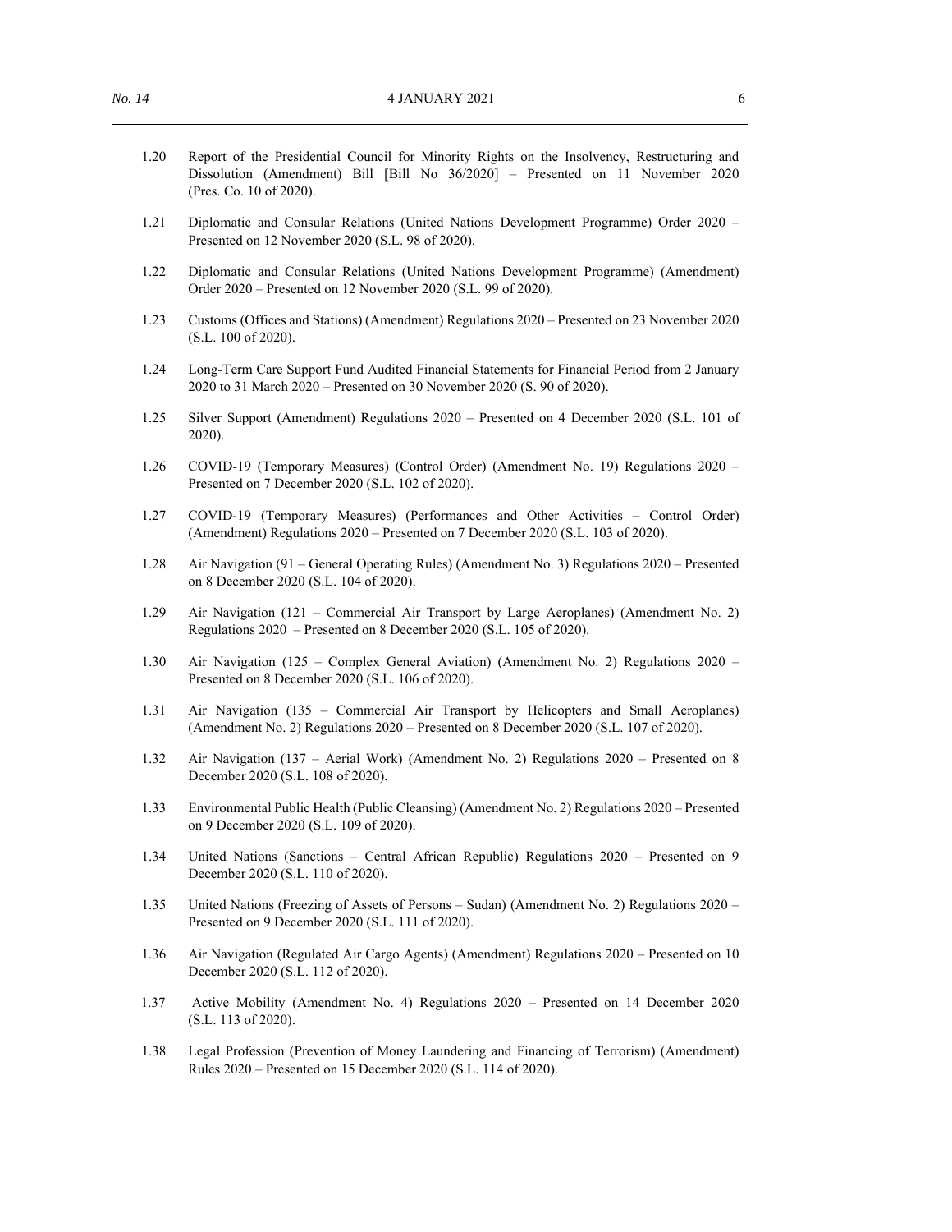1.20 Report of the Presidential Council for Minority Rights on the Insolvency, Restructuring and Dissolution (Amendment) Bill [Bill No 36/2020] – Presented on 11 November 2020 (Pres. Co. 10 of 2020).

1.21 Diplomatic and Consular Relations (United Nations Development Programme) Order 2020 – Presented on 12 November 2020 (S.L. 98 of 2020).

1.22 Diplomatic and Consular Relations (United Nations Development Programme) (Amendment) Order 2020 – Presented on 12 November 2020 (S.L. 99 of 2020).

1.23 Customs (Offices and Stations) (Amendment) Regulations 2020 – Presented on 23 November 2020 (S.L. 100 of 2020).

1.24 Long-Term Care Support Fund Audited Financial Statements for Financial Period from 2 January 2020 to 31 March 2020 – Presented on 30 November 2020 (S. 90 of 2020).

1.25 Silver Support (Amendment) Regulations 2020 – Presented on 4 December 2020 (S.L. 101 of 2020).

1.26 COVID-19 (Temporary Measures) (Control Order) (Amendment No. 19) Regulations 2020 – Presented on 7 December 2020 (S.L. 102 of 2020).

1.27 COVID-19 (Temporary Measures) (Performances and Other Activities – Control Order) (Amendment) Regulations 2020 – Presented on 7 December 2020 (S.L. 103 of 2020).

1.28 Air Navigation (91 – General Operating Rules) (Amendment No. 3) Regulations 2020 – Presented on 8 December 2020 (S.L. 104 of 2020).

1.29 Air Navigation (121 – Commercial Air Transport by Large Aeroplanes) (Amendment No. 2) Regulations 2020 – Presented on 8 December 2020 (S.L. 105 of 2020).

1.30 Air Navigation (125 – Complex General Aviation) (Amendment No. 2) Regulations 2020 – Presented on 8 December 2020 (S.L. 106 of 2020).

1.31 Air Navigation (135 – Commercial Air Transport by Helicopters and Small Aeroplanes) (Amendment No. 2) Regulations 2020 – Presented on 8 December 2020 (S.L. 107 of 2020).

1.32 Air Navigation (137 – Aerial Work) (Amendment No. 2) Regulations 2020 – Presented on 8 December 2020 (S.L. 108 of 2020).

1.33 Environmental Public Health (Public Cleansing) (Amendment No. 2) Regulations 2020 – Presented on 9 December 2020 (S.L. 109 of 2020).

1.34 United Nations (Sanctions – Central African Republic) Regulations 2020 – Presented on 9 December 2020 (S.L. 110 of 2020).

1.35 United Nations (Freezing of Assets of Persons – Sudan) (Amendment No. 2) Regulations 2020 – Presented on 9 December 2020 (S.L. 111 of 2020).

1.36 Air Navigation (Regulated Air Cargo Agents) (Amendment) Regulations 2020 – Presented on 10 December 2020 (S.L. 112 of 2020).

1.37 Active Mobility (Amendment No. 4) Regulations 2020 – Presented on 14 December 2020 (S.L. 113 of 2020).

1.38 Legal Profession (Prevention of Money Laundering and Financing of Terrorism) (Amendment) Rules 2020 – Presented on 15 December 2020 (S.L. 114 of 2020).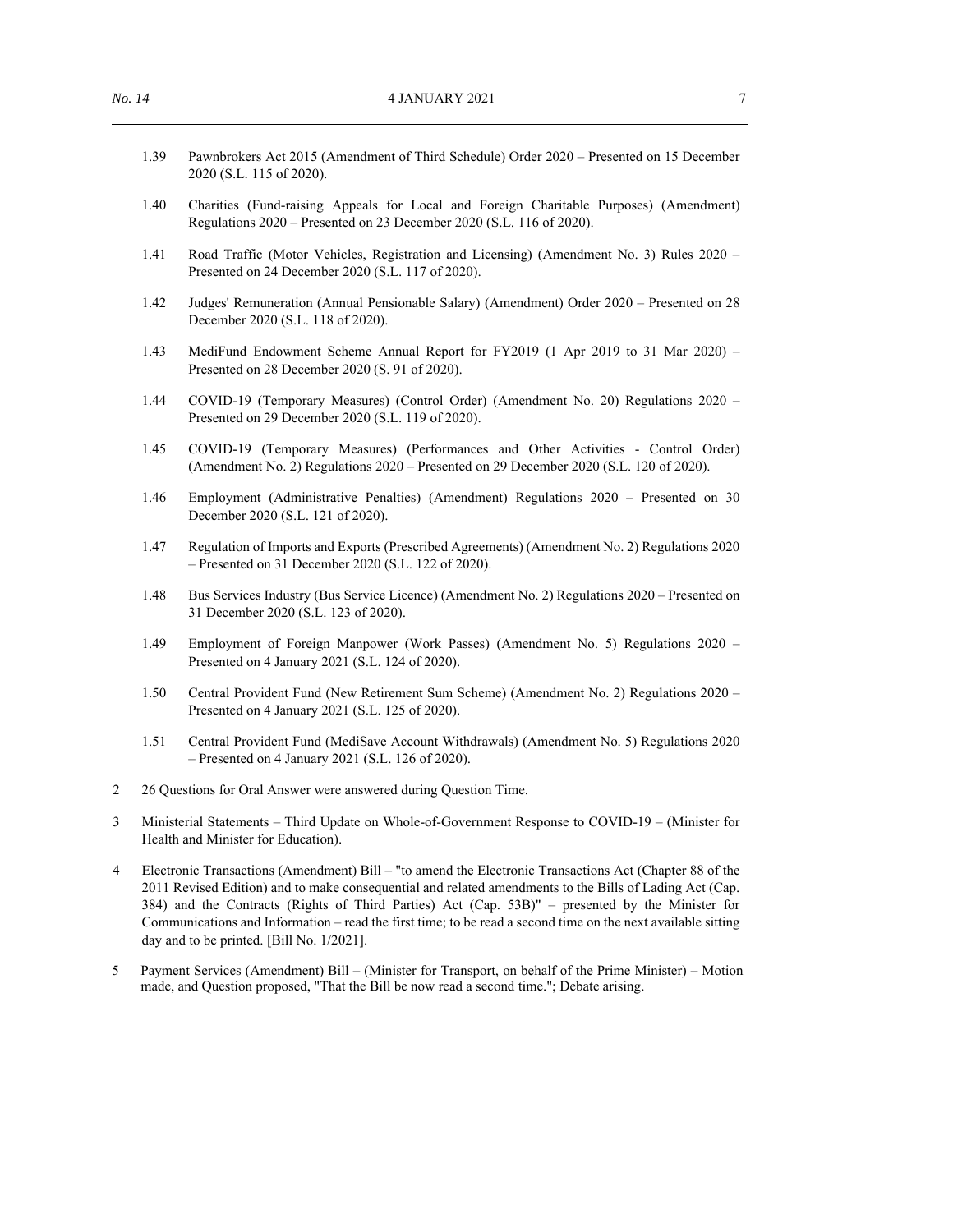1.39 Pawnbrokers Act 2015 (Amendment of Third Schedule) Order 2020 – Presented on 15 December 2020 (S.L. 115 of 2020).

1.40 Charities (Fund-raising Appeals for Local and Foreign Charitable Purposes) (Amendment) Regulations 2020 – Presented on 23 December 2020 (S.L. 116 of 2020).

1.41 Road Traffic (Motor Vehicles, Registration and Licensing) (Amendment No. 3) Rules 2020 – Presented on 24 December 2020 (S.L. 117 of 2020).

1.42 Judges' Remuneration (Annual Pensionable Salary) (Amendment) Order 2020 – Presented on 28 December 2020 (S.L. 118 of 2020).

1.43 MediFund Endowment Scheme Annual Report for FY2019 (1 Apr 2019 to 31 Mar 2020) – Presented on 28 December 2020 (S. 91 of 2020).

1.44 COVID-19 (Temporary Measures) (Control Order) (Amendment No. 20) Regulations 2020 – Presented on 29 December 2020 (S.L. 119 of 2020).

1.45 COVID-19 (Temporary Measures) (Performances and Other Activities - Control Order) (Amendment No. 2) Regulations 2020 – Presented on 29 December 2020 (S.L. 120 of 2020).

1.46 Employment (Administrative Penalties) (Amendment) Regulations 2020 – Presented on 30 December 2020 (S.L. 121 of 2020).

1.47 Regulation of Imports and Exports (Prescribed Agreements) (Amendment No. 2) Regulations 2020 – Presented on 31 December 2020 (S.L. 122 of 2020).

1.48 Bus Services Industry (Bus Service Licence) (Amendment No. 2) Regulations 2020 – Presented on 31 December 2020 (S.L. 123 of 2020).

1.49 Employment of Foreign Manpower (Work Passes) (Amendment No. 5) Regulations 2020 – Presented on 4 January 2021 (S.L. 124 of 2020).

1.50 Central Provident Fund (New Retirement Sum Scheme) (Amendment No. 2) Regulations 2020 – Presented on 4 January 2021 (S.L. 125 of 2020).

1.51 Central Provident Fund (MediSave Account Withdrawals) (Amendment No. 5) Regulations 2020 – Presented on 4 January 2021 (S.L. 126 of 2020).

2 26 Questions for Oral Answer were answered during Question Time.

3 Ministerial Statements – Third Update on Whole-of-Government Response to COVID-19 – (Minister for Health and Minister for Education).

4 Electronic Transactions (Amendment) Bill – "to amend the Electronic Transactions Act (Chapter 88 of the 2011 Revised Edition) and to make consequential and related amendments to the Bills of Lading Act (Cap. 384) and the Contracts (Rights of Third Parties) Act (Cap. 53B)" – presented by the Minister for Communications and Information – read the first time; to be read a second time on the next available sitting day and to be printed. [Bill No. 1/2021].

5 Payment Services (Amendment) Bill – (Minister for Transport, on behalf of the Prime Minister) – Motion made, and Question proposed, "That the Bill be now read a second time."; Debate arising.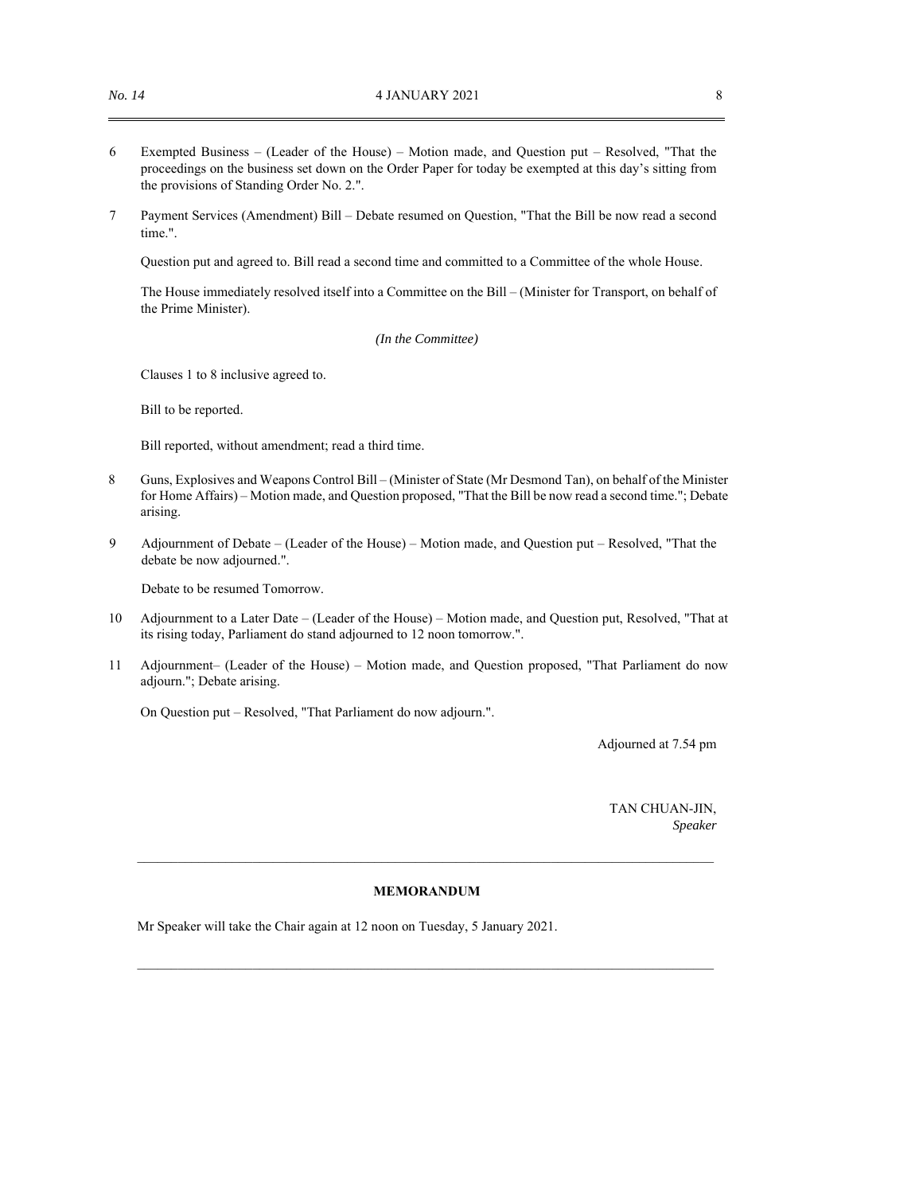6 Exempted Business – (Leader of the House) – Motion made, and Question put – Resolved, "That the proceedings on the business set down on the Order Paper for today be exempted at this day's sitting from the provisions of Standing Order No. 2.".

7 Payment Services (Amendment) Bill – Debate resumed on Question, "That the Bill be now read a second time.".

Question put and agreed to. Bill read a second time and committed to a Committee of the whole House.

The House immediately resolved itself into a Committee on the Bill – (Minister for Transport, on behalf of the Prime Minister).

*(In the Committee)*

Clauses 1 to 8 inclusive agreed to.

Bill to be reported.

Bill reported, without amendment; read a third time.

8 Guns, Explosives and Weapons Control Bill – (Minister of State (Mr Desmond Tan), on behalf of the Minister for Home Affairs) – Motion made, and Question proposed, "That the Bill be now read a second time."; Debate arising.

9 Adjournment of Debate – (Leader of the House) – Motion made, and Question put – Resolved, "That the debate be now adjourned.".

Debate to be resumed Tomorrow.

10 Adjournment to a Later Date – (Leader of the House) – Motion made, and Question put, Resolved, "That at its rising today, Parliament do stand adjourned to 12 noon tomorrow.".

11 Adjournment– (Leader of the House) – Motion made, and Question proposed, "That Parliament do now adjourn."; Debate arising.

On Question put – Resolved, "That Parliament do now adjourn.".

Adjourned at 7.54 pm

TAN CHUAN-JIN,
*Speaker*

---

**MEMORANDUM**

Mr Speaker will take the Chair again at 12 noon on Tuesday, 5 January 2021.

---